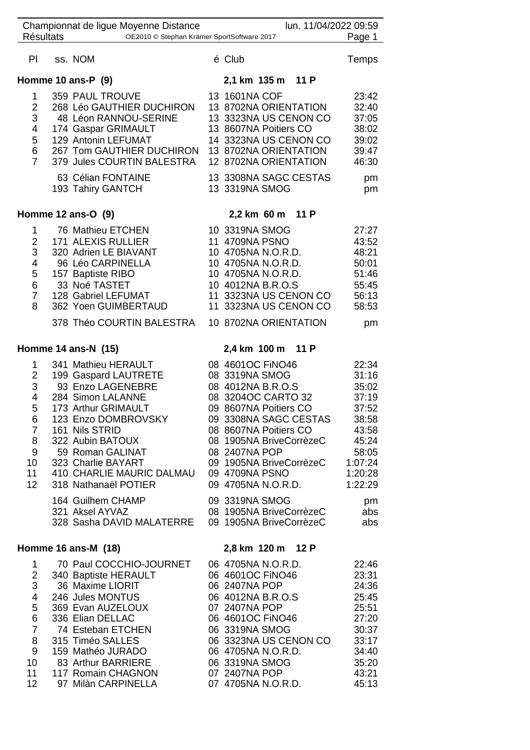Championnat de ligue Moyenne Distance — lun. 11/04/2022 09:59

Résultats — OE2010 © Stephan Krämer SportSoftware 2017

## Homme 10 ans-P (9) — 2,1 km 135 m 11 P

| Pl | ss. | NOM | é | Club | Temps |
|---|---|---|---|---|---|
| 1 | 359 | PAUL TROUVE | 13 | 1601NA COF | 23:42 |
| 2 | 268 | Léo GAUTHIER DUCHIRON | 13 | 8702NA ORIENTATION | 32:40 |
| 3 | 48 | Léon RANNOU-SERINE | 13 | 3323NA US CENON CO | 37:05 |
| 4 | 174 | Gaspar GRIMAULT | 13 | 8607NA Poitiers CO | 38:02 |
| 5 | 129 | Antonin LEFUMAT | 14 | 3323NA US CENON CO | 39:02 |
| 6 | 267 | Tom GAUTHIER DUCHIRON | 13 | 8702NA ORIENTATION | 39:47 |
| 7 | 379 | Jules COURTIN BALESTRA | 12 | 8702NA ORIENTATION | 46:30 |
|  | 63 | Célian FONTAINE | 13 | 3308NA SAGC CESTAS | pm |
|  | 193 | Tahiry GANTCH | 13 | 3319NA SMOG | pm |

## Homme 12 ans-O (9) — 2,2 km 60 m 11 P

| Pl | ss. | NOM | é | Club | Temps |
|---|---|---|---|---|---|
| 1 | 76 | Mathieu ETCHEN | 10 | 3319NA SMOG | 27:27 |
| 2 | 171 | ALEXIS RULLIER | 11 | 4709NA PSNO | 43:52 |
| 3 | 320 | Adrien LE BIAVANT | 10 | 4705NA N.O.R.D. | 48:21 |
| 4 | 96 | Léo CARPINELLA | 10 | 4705NA N.O.R.D. | 50:01 |
| 5 | 157 | Baptiste RIBO | 10 | 4705NA N.O.R.D. | 51:46 |
| 6 | 33 | Noé TASTET | 10 | 4012NA B.R.O.S | 55:45 |
| 7 | 128 | Gabriel LEFUMAT | 11 | 3323NA US CENON CO | 56:13 |
| 8 | 362 | Yoen GUIMBERTAUD | 11 | 3323NA US CENON CO | 58:53 |
|  | 378 | Théo COURTIN BALESTRA | 10 | 8702NA ORIENTATION | pm |

## Homme 14 ans-N (15) — 2,4 km 100 m 11 P

| Pl | ss. | NOM | é | Club | Temps |
|---|---|---|---|---|---|
| 1 | 341 | Mathieu HERAULT | 08 | 4601OC FiNO46 | 22:34 |
| 2 | 199 | Gaspard LAUTRETE | 08 | 3319NA SMOG | 31:16 |
| 3 | 93 | Enzo LAGENEBRE | 08 | 4012NA B.R.O.S | 35:02 |
| 4 | 284 | Simon LALANNE | 08 | 3204OC CARTO 32 | 37:19 |
| 5 | 173 | Arthur GRIMAULT | 09 | 8607NA Poitiers CO | 37:52 |
| 6 | 123 | Enzo DOMBROVSKY | 09 | 3308NA SAGC CESTAS | 38:58 |
| 7 | 161 | Nils STRID | 08 | 8607NA Poitiers CO | 43:58 |
| 8 | 322 | Aubin BATOUX | 08 | 1905NA BriveCorrèzeC | 45:24 |
| 9 | 59 | Roman GALINAT | 08 | 2407NA POP | 58:05 |
| 10 | 323 | Charlie BAYART | 09 | 1905NA BriveCorrèzeC | 1:07:24 |
| 11 | 410 | CHARLIE MAURIC DALMAU | 09 | 4709NA PSNO | 1:20:28 |
| 12 | 318 | Nathanaël POTIER | 09 | 4705NA N.O.R.D. | 1:22:29 |
|  | 164 | Guilhem CHAMP | 09 | 3319NA SMOG | pm |
|  | 321 | Aksel AYVAZ | 08 | 1905NA BriveCorrèzeC | abs |
|  | 328 | Sasha DAVID MALATERRE | 09 | 1905NA BriveCorrèzeC | abs |

## Homme 16 ans-M (18) — 2,8 km 120 m 12 P

| Pl | ss. | NOM | é | Club | Temps |
|---|---|---|---|---|---|
| 1 | 70 | Paul COCCHIO-JOURNET | 06 | 4705NA N.O.R.D. | 22:46 |
| 2 | 340 | Baptiste HERAULT | 06 | 4601OC FiNO46 | 23:31 |
| 3 | 36 | Maxime LIORIT | 06 | 2407NA POP | 24:36 |
| 4 | 246 | Jules MONTUS | 06 | 4012NA B.R.O.S | 25:45 |
| 5 | 369 | Evan AUZELOUX | 07 | 2407NA POP | 25:51 |
| 6 | 336 | Elian DELLAC | 06 | 4601OC FiNO46 | 27:20 |
| 7 | 74 | Esteban ETCHEN | 06 | 3319NA SMOG | 30:37 |
| 8 | 315 | Timéo SALLES | 06 | 3323NA US CENON CO | 33:17 |
| 9 | 159 | Mathéo JURADO | 06 | 4705NA N.O.R.D. | 34:40 |
| 10 | 83 | Arthur BARRIERE | 06 | 3319NA SMOG | 35:20 |
| 11 | 117 | Romain CHAGNON | 07 | 2407NA POP | 43:21 |
| 12 | 97 | Milàn CARPINELLA | 07 | 4705NA N.O.R.D. | 45:13 |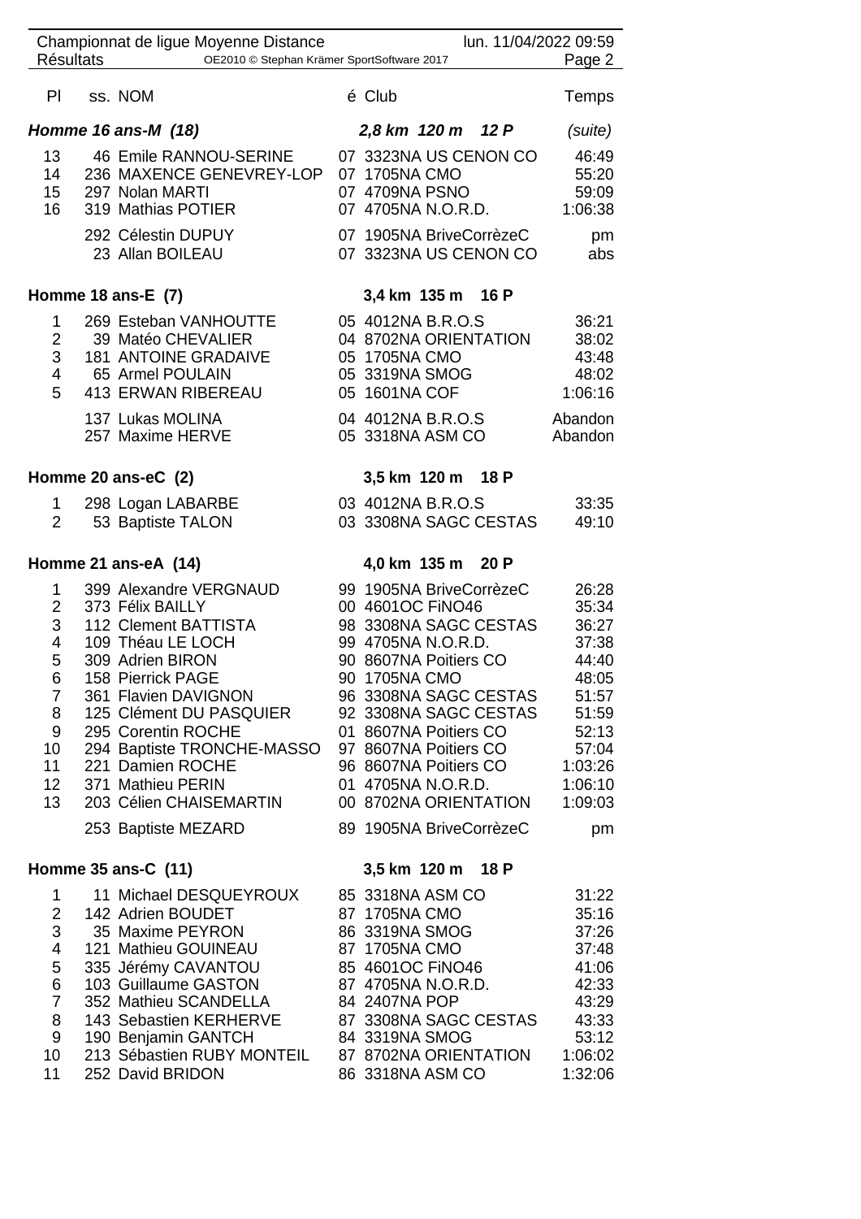Championnat de ligue Moyenne Distance — lun. 11/04/2022 09:59

Résultats — OE2010 © Stephan Krämer SportSoftware 2017

| Pl | ss. | NOM | é | Club | Temps |
|---|---|---|---|---|---|

### Homme 16 ans-M (18) — 2,8 km 120 m 12 P (suite)

| Pl | ss. | NOM | é | Club | Temps |
|---|---|---|---|---|---|
| 13 | 46 | Emile RANNOU-SERINE | 07 | 3323NA US CENON CO | 46:49 |
| 14 | 236 | MAXENCE GENEVREY-LOP | 07 | 1705NA CMO | 55:20 |
| 15 | 297 | Nolan MARTI | 07 | 4709NA PSNO | 59:09 |
| 16 | 319 | Mathias POTIER | 07 | 4705NA N.O.R.D. | 1:06:38 |
| | 292 | Célestin DUPUY | 07 | 1905NA BriveCorrèzeC | pm |
| | 23 | Allan BOILEAU | 07 | 3323NA US CENON CO | abs |

### Homme 18 ans-E (7) — 3,4 km 135 m 16 P

| Pl | ss. | NOM | é | Club | Temps |
|---|---|---|---|---|---|
| 1 | 269 | Esteban VANHOUTTE | 05 | 4012NA B.R.O.S | 36:21 |
| 2 | 39 | Matéo CHEVALIER | 04 | 8702NA ORIENTATION | 38:02 |
| 3 | 181 | ANTOINE GRADAIVE | 05 | 1705NA CMO | 43:48 |
| 4 | 65 | Armel POULAIN | 05 | 3319NA SMOG | 48:02 |
| 5 | 413 | ERWAN RIBEREAU | 05 | 1601NA COF | 1:06:16 |
| | 137 | Lukas MOLINA | 04 | 4012NA B.R.O.S | Abandon |
| | 257 | Maxime HERVE | 05 | 3318NA ASM CO | Abandon |

### Homme 20 ans-eC (2) — 3,5 km 120 m 18 P

| Pl | ss. | NOM | é | Club | Temps |
|---|---|---|---|---|---|
| 1 | 298 | Logan LABARBE | 03 | 4012NA B.R.O.S | 33:35 |
| 2 | 53 | Baptiste TALON | 03 | 3308NA SAGC CESTAS | 49:10 |

### Homme 21 ans-eA (14) — 4,0 km 135 m 20 P

| Pl | ss. | NOM | é | Club | Temps |
|---|---|---|---|---|---|
| 1 | 399 | Alexandre VERGNAUD | 99 | 1905NA BriveCorrèzeC | 26:28 |
| 2 | 373 | Félix BAILLY | 00 | 4601OC FiNO46 | 35:34 |
| 3 | 112 | Clement BATTISTA | 98 | 3308NA SAGC CESTAS | 36:27 |
| 4 | 109 | Théau LE LOCH | 99 | 4705NA N.O.R.D. | 37:38 |
| 5 | 309 | Adrien BIRON | 90 | 8607NA Poitiers CO | 44:40 |
| 6 | 158 | Pierrick PAGE | 90 | 1705NA CMO | 48:05 |
| 7 | 361 | Flavien DAVIGNON | 96 | 3308NA SAGC CESTAS | 51:57 |
| 8 | 125 | Clément DU PASQUIER | 92 | 3308NA SAGC CESTAS | 51:59 |
| 9 | 295 | Corentin ROCHE | 01 | 8607NA Poitiers CO | 52:13 |
| 10 | 294 | Baptiste TRONCHE-MASSO | 97 | 8607NA Poitiers CO | 57:04 |
| 11 | 221 | Damien ROCHE | 96 | 8607NA Poitiers CO | 1:03:26 |
| 12 | 371 | Mathieu PERIN | 01 | 4705NA N.O.R.D. | 1:06:10 |
| 13 | 203 | Célien CHAISEMARTIN | 00 | 8702NA ORIENTATION | 1:09:03 |
| | 253 | Baptiste MEZARD | 89 | 1905NA BriveCorrèzeC | pm |

### Homme 35 ans-C (11) — 3,5 km 120 m 18 P

| Pl | ss. | NOM | é | Club | Temps |
|---|---|---|---|---|---|
| 1 | 11 | Michael DESQUEYROUX | 85 | 3318NA ASM CO | 31:22 |
| 2 | 142 | Adrien BOUDET | 87 | 1705NA CMO | 35:16 |
| 3 | 35 | Maxime PEYRON | 86 | 3319NA SMOG | 37:26 |
| 4 | 121 | Mathieu GOUINEAU | 87 | 1705NA CMO | 37:48 |
| 5 | 335 | Jérémy CAVANTOU | 85 | 4601OC FiNO46 | 41:06 |
| 6 | 103 | Guillaume GASTON | 87 | 4705NA N.O.R.D. | 42:33 |
| 7 | 352 | Mathieu SCANDELLA | 84 | 2407NA POP | 43:29 |
| 8 | 143 | Sebastien KERHERVE | 87 | 3308NA SAGC CESTAS | 43:33 |
| 9 | 190 | Benjamin GANTCH | 84 | 3319NA SMOG | 53:12 |
| 10 | 213 | Sébastien RUBY MONTEIL | 87 | 8702NA ORIENTATION | 1:06:02 |
| 11 | 252 | David BRIDON | 86 | 3318NA ASM CO | 1:32:06 |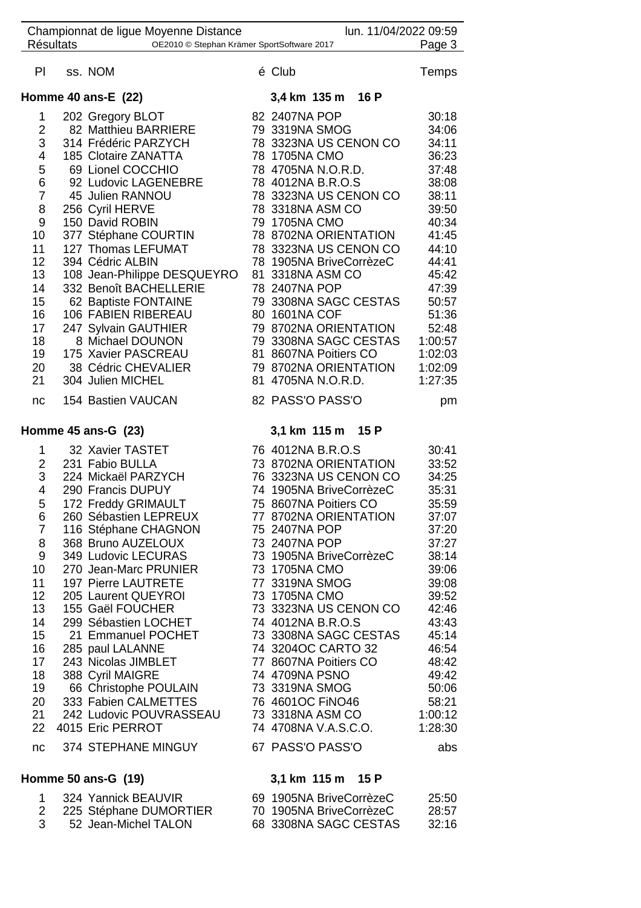| Pl | ss. | NOM | é | Club | Temps |
|---|---|---|---|---|---|

### Homme 40 ans-E (22) — 3,4 km 135 m 16 P

| Pl | ss. | NOM | é | Club | Temps |
|---|---|---|---|---|---|
| 1 | 202 | Gregory BLOT | 82 | 2407NA POP | 30:18 |
| 2 | 82 | Matthieu BARRIERE | 79 | 3319NA SMOG | 34:06 |
| 3 | 314 | Frédéric PARZYCH | 78 | 3323NA US CENON CO | 34:11 |
| 4 | 185 | Clotaire ZANATTA | 78 | 1705NA CMO | 36:23 |
| 5 | 69 | Lionel COCCHIO | 78 | 4705NA N.O.R.D. | 37:48 |
| 6 | 92 | Ludovic LAGENEBRE | 78 | 4012NA B.R.O.S | 38:08 |
| 7 | 45 | Julien RANNOU | 78 | 3323NA US CENON CO | 38:11 |
| 8 | 256 | Cyril HERVE | 78 | 3318NA ASM CO | 39:50 |
| 9 | 150 | David ROBIN | 79 | 1705NA CMO | 40:34 |
| 10 | 377 | Stéphane COURTIN | 78 | 8702NA ORIENTATION | 41:45 |
| 11 | 127 | Thomas LEFUMAT | 78 | 3323NA US CENON CO | 44:10 |
| 12 | 394 | Cédric ALBIN | 78 | 1905NA BriveCorrèzeC | 44:41 |
| 13 | 108 | Jean-Philippe DESQUEYRO | 81 | 3318NA ASM CO | 45:42 |
| 14 | 332 | Benoît BACHELLERIE | 78 | 2407NA POP | 47:39 |
| 15 | 62 | Baptiste FONTAINE | 79 | 3308NA SAGC CESTAS | 50:57 |
| 16 | 106 | FABIEN RIBEREAU | 80 | 1601NA COF | 51:36 |
| 17 | 247 | Sylvain GAUTHIER | 79 | 8702NA ORIENTATION | 52:48 |
| 18 | 8 | Michael DOUNON | 79 | 3308NA SAGC CESTAS | 1:00:57 |
| 19 | 175 | Xavier PASCREAU | 81 | 8607NA Poitiers CO | 1:02:03 |
| 20 | 38 | Cédric CHEVALIER | 79 | 8702NA ORIENTATION | 1:02:09 |
| 21 | 304 | Julien MICHEL | 81 | 4705NA N.O.R.D. | 1:27:35 |
| nc | 154 | Bastien VAUCAN | 82 | PASS'O PASS'O | pm |

### Homme 45 ans-G (23) — 3,1 km 115 m 15 P

| Pl | ss. | NOM | é | Club | Temps |
|---|---|---|---|---|---|
| 1 | 32 | Xavier TASTET | 76 | 4012NA B.R.O.S | 30:41 |
| 2 | 231 | Fabio BULLA | 73 | 8702NA ORIENTATION | 33:52 |
| 3 | 224 | Mickaël PARZYCH | 76 | 3323NA US CENON CO | 34:25 |
| 4 | 290 | Francis DUPUY | 74 | 1905NA BriveCorrèzeC | 35:31 |
| 5 | 172 | Freddy GRIMAULT | 75 | 8607NA Poitiers CO | 35:59 |
| 6 | 260 | Sébastien LEPREUX | 77 | 8702NA ORIENTATION | 37:07 |
| 7 | 116 | Stéphane CHAGNON | 75 | 2407NA POP | 37:20 |
| 8 | 368 | Bruno AUZELOUX | 73 | 2407NA POP | 37:27 |
| 9 | 349 | Ludovic LECURAS | 73 | 1905NA BriveCorrèzeC | 38:14 |
| 10 | 270 | Jean-Marc PRUNIER | 73 | 1705NA CMO | 39:06 |
| 11 | 197 | Pierre LAUTRETE | 77 | 3319NA SMOG | 39:08 |
| 12 | 205 | Laurent QUEYROI | 73 | 1705NA CMO | 39:52 |
| 13 | 155 | Gaël FOUCHER | 73 | 3323NA US CENON CO | 42:46 |
| 14 | 299 | Sébastien LOCHET | 74 | 4012NA B.R.O.S | 43:43 |
| 15 | 21 | Emmanuel POCHET | 73 | 3308NA SAGC CESTAS | 45:14 |
| 16 | 285 | paul LALANNE | 74 | 3204OC CARTO 32 | 46:54 |
| 17 | 243 | Nicolas JIMBLET | 77 | 8607NA Poitiers CO | 48:42 |
| 18 | 388 | Cyril MAIGRE | 74 | 4709NA PSNO | 49:42 |
| 19 | 66 | Christophe POULAIN | 73 | 3319NA SMOG | 50:06 |
| 20 | 333 | Fabien CALMETTES | 76 | 4601OC FiNO46 | 58:21 |
| 21 | 242 | Ludovic POUVRASSEAU | 73 | 3318NA ASM CO | 1:00:12 |
| 22 | 4015 | Eric PERROT | 74 | 4708NA V.A.S.C.O. | 1:28:30 |
| nc | 374 | STEPHANE MINGUY | 67 | PASS'O PASS'O | abs |

### Homme 50 ans-G (19) — 3,1 km 115 m 15 P

| Pl | ss. | NOM | é | Club | Temps |
|---|---|---|---|---|---|
| 1 | 324 | Yannick BEAUVIR | 69 | 1905NA BriveCorrèzeC | 25:50 |
| 2 | 225 | Stéphane DUMORTIER | 70 | 1905NA BriveCorrèzeC | 28:57 |
| 3 | 52 | Jean-Michel TALON | 68 | 3308NA SAGC CESTAS | 32:16 |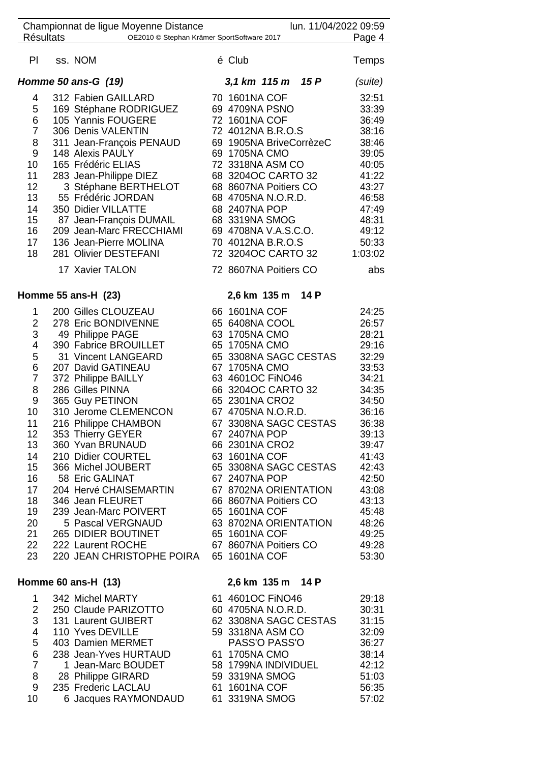| Pl | ss. NOM | é | Club | Temps |
|---|---|---|---|---|
| **Homme 50 ans-G (19)** | | | **3,1 km 115 m 15 P** | *(suite)* |
| 4 | 312 Fabien GAILLARD | 70 | 1601NA COF | 32:51 |
| 5 | 169 Stéphane RODRIGUEZ | 69 | 4709NA PSNO | 33:39 |
| 6 | 105 Yannis FOUGERE | 72 | 1601NA COF | 36:49 |
| 7 | 306 Denis VALENTIN | 72 | 4012NA B.R.O.S | 38:16 |
| 8 | 311 Jean-François PENAUD | 69 | 1905NA BriveCorrèzeC | 38:46 |
| 9 | 148 Alexis PAULY | 69 | 1705NA CMO | 39:05 |
| 10 | 165 Frédéric ELIAS | 72 | 3318NA ASM CO | 40:05 |
| 11 | 283 Jean-Philippe DIEZ | 68 | 3204OC CARTO 32 | 41:22 |
| 12 | 3 Stéphane BERTHELOT | 68 | 8607NA Poitiers CO | 43:27 |
| 13 | 55 Frédéric JORDAN | 68 | 4705NA N.O.R.D. | 46:58 |
| 14 | 350 Didier VILLATTE | 68 | 2407NA POP | 47:49 |
| 15 | 87 Jean-François DUMAIL | 68 | 3319NA SMOG | 48:31 |
| 16 | 209 Jean-Marc FRECCHIAMI | 69 | 4708NA V.A.S.C.O. | 49:12 |
| 17 | 136 Jean-Pierre MOLINA | 70 | 4012NA B.R.O.S | 50:33 |
| 18 | 281 Olivier DESTEFANI | 72 | 3204OC CARTO 32 | 1:03:02 |
| | 17 Xavier TALON | 72 | 8607NA Poitiers CO | abs |
| **Homme 55 ans-H (23)** | | | **2,6 km 135 m 14 P** | |
| 1 | 200 Gilles CLOUZEAU | 66 | 1601NA COF | 24:25 |
| 2 | 278 Eric BONDIVENNE | 65 | 6408NA COOL | 26:57 |
| 3 | 49 Philippe PAGE | 63 | 1705NA CMO | 28:21 |
| 4 | 390 Fabrice BROUILLET | 65 | 1705NA CMO | 29:16 |
| 5 | 31 Vincent LANGEARD | 65 | 3308NA SAGC CESTAS | 32:29 |
| 6 | 207 David GATINEAU | 67 | 1705NA CMO | 33:53 |
| 7 | 372 Philippe BAILLY | 63 | 4601OC FiNO46 | 34:21 |
| 8 | 286 Gilles PINNA | 66 | 3204OC CARTO 32 | 34:35 |
| 9 | 365 Guy PETINON | 65 | 2301NA CRO2 | 34:50 |
| 10 | 310 Jerome CLEMENCON | 67 | 4705NA N.O.R.D. | 36:16 |
| 11 | 216 Philippe CHAMBON | 67 | 3308NA SAGC CESTAS | 36:38 |
| 12 | 353 Thierry GEYER | 67 | 2407NA POP | 39:13 |
| 13 | 360 Yvan BRUNAUD | 66 | 2301NA CRO2 | 39:47 |
| 14 | 210 Didier COURTEL | 63 | 1601NA COF | 41:43 |
| 15 | 366 Michel JOUBERT | 65 | 3308NA SAGC CESTAS | 42:43 |
| 16 | 58 Eric GALINAT | 67 | 2407NA POP | 42:50 |
| 17 | 204 Hervé CHAISEMARTIN | 67 | 8702NA ORIENTATION | 43:08 |
| 18 | 346 Jean FLEURET | 66 | 8607NA Poitiers CO | 43:13 |
| 19 | 239 Jean-Marc POIVERT | 65 | 1601NA COF | 45:48 |
| 20 | 5 Pascal VERGNAUD | 63 | 8702NA ORIENTATION | 48:26 |
| 21 | 265 DIDIER BOUTINET | 65 | 1601NA COF | 49:25 |
| 22 | 222 Laurent ROCHE | 67 | 8607NA Poitiers CO | 49:28 |
| 23 | 220 JEAN CHRISTOPHE POIRA | 65 | 1601NA COF | 53:30 |
| **Homme 60 ans-H (13)** | | | **2,6 km 135 m 14 P** | |
| 1 | 342 Michel MARTY | 61 | 4601OC FiNO46 | 29:18 |
| 2 | 250 Claude PARIZOTTO | 60 | 4705NA N.O.R.D. | 30:31 |
| 3 | 131 Laurent GUIBERT | 62 | 3308NA SAGC CESTAS | 31:15 |
| 4 | 110 Yves DEVILLE | 59 | 3318NA ASM CO | 32:09 |
| 5 | 403 Damien MERMET | | PASS'O PASS'O | 36:27 |
| 6 | 238 Jean-Yves HURTAUD | 61 | 1705NA CMO | 38:14 |
| 7 | 1 Jean-Marc BOUDET | 58 | 1799NA INDIVIDUEL | 42:12 |
| 8 | 28 Philippe GIRARD | 59 | 3319NA SMOG | 51:03 |
| 9 | 235 Frederic LACLAU | 61 | 1601NA COF | 56:35 |
| 10 | 6 Jacques RAYMONDAUD | 61 | 3319NA SMOG | 57:02 |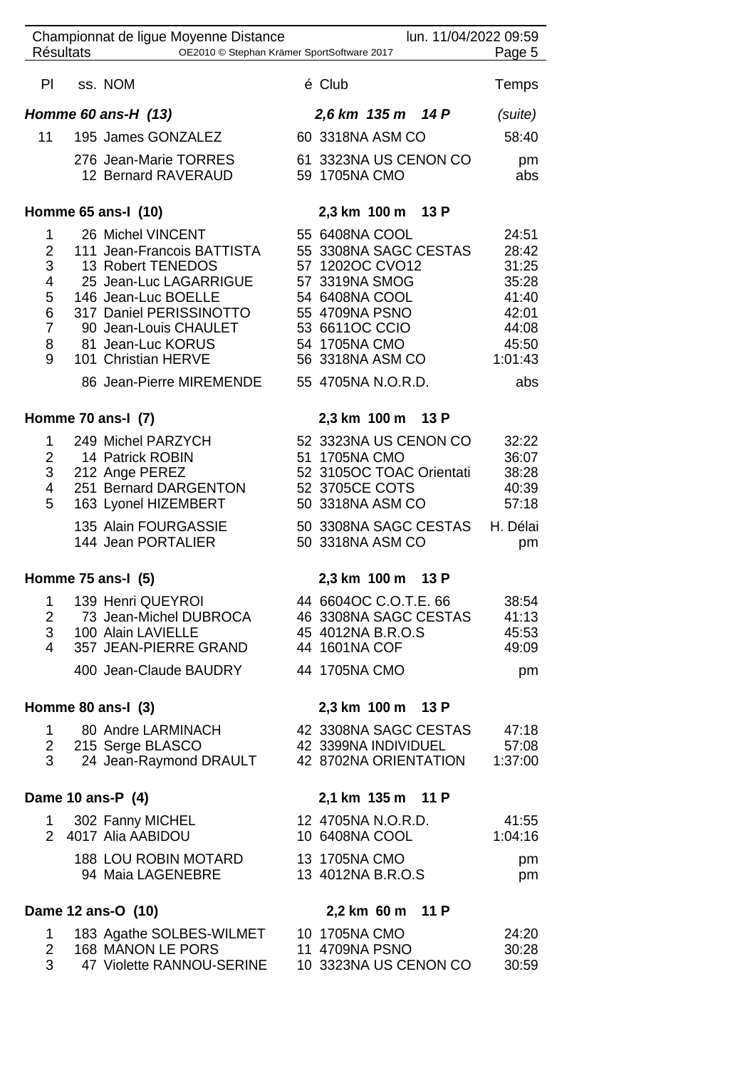| Pl | ss. NOM | é | Club | Temps |
|---|---|---|---|---|
| ***Homme 60 ans-H (13)*** | | | ***2,6 km 135 m 14 P*** | *(suite)* |
| 11 | 195 James GONZALEZ | 60 | 3318NA ASM CO | 58:40 |
| | 276 Jean-Marie TORRES | 61 | 3323NA US CENON CO | pm |
| | 12 Bernard RAVERAUD | 59 | 1705NA CMO | abs |
| **Homme 65 ans-I (10)** | | | **2,3 km 100 m 13 P** | |
| 1 | 26 Michel VINCENT | 55 | 6408NA COOL | 24:51 |
| 2 | 111 Jean-Francois BATTISTA | 55 | 3308NA SAGC CESTAS | 28:42 |
| 3 | 13 Robert TENEDOS | 57 | 1202OC CVO12 | 31:25 |
| 4 | 25 Jean-Luc LAGARRIGUE | 57 | 3319NA SMOG | 35:28 |
| 5 | 146 Jean-Luc BOELLE | 54 | 6408NA COOL | 41:40 |
| 6 | 317 Daniel PERISSINOTTO | 55 | 4709NA PSNO | 42:01 |
| 7 | 90 Jean-Louis CHAULET | 53 | 6611OC CCIO | 44:08 |
| 8 | 81 Jean-Luc KORUS | 54 | 1705NA CMO | 45:50 |
| 9 | 101 Christian HERVE | 56 | 3318NA ASM CO | 1:01:43 |
| | 86 Jean-Pierre MIREMENDE | 55 | 4705NA N.O.R.D. | abs |
| **Homme 70 ans-I (7)** | | | **2,3 km 100 m 13 P** | |
| 1 | 249 Michel PARZYCH | 52 | 3323NA US CENON CO | 32:22 |
| 2 | 14 Patrick ROBIN | 51 | 1705NA CMO | 36:07 |
| 3 | 212 Ange PEREZ | 52 | 3105OC TOAC Orientati | 38:28 |
| 4 | 251 Bernard DARGENTON | 52 | 3705CE COTS | 40:39 |
| 5 | 163 Lyonel HIZEMBERT | 50 | 3318NA ASM CO | 57:18 |
| | 135 Alain FOURGASSIE | 50 | 3308NA SAGC CESTAS | H. Délai |
| | 144 Jean PORTALIER | 50 | 3318NA ASM CO | pm |
| **Homme 75 ans-I (5)** | | | **2,3 km 100 m 13 P** | |
| 1 | 139 Henri QUEYROI | 44 | 6604OC C.O.T.E. 66 | 38:54 |
| 2 | 73 Jean-Michel DUBROCA | 46 | 3308NA SAGC CESTAS | 41:13 |
| 3 | 100 Alain LAVIELLE | 45 | 4012NA B.R.O.S | 45:53 |
| 4 | 357 JEAN-PIERRE GRAND | 44 | 1601NA COF | 49:09 |
| | 400 Jean-Claude BAUDRY | 44 | 1705NA CMO | pm |
| **Homme 80 ans-I (3)** | | | **2,3 km 100 m 13 P** | |
| 1 | 80 Andre LARMINACH | 42 | 3308NA SAGC CESTAS | 47:18 |
| 2 | 215 Serge BLASCO | 42 | 3399NA INDIVIDUEL | 57:08 |
| 3 | 24 Jean-Raymond DRAULT | 42 | 8702NA ORIENTATION | 1:37:00 |
| **Dame 10 ans-P (4)** | | | **2,1 km 135 m 11 P** | |
| 1 | 302 Fanny MICHEL | 12 | 4705NA N.O.R.D. | 41:55 |
| 2 | 4017 Alia AABIDOU | 10 | 6408NA COOL | 1:04:16 |
| | 188 LOU ROBIN MOTARD | 13 | 1705NA CMO | pm |
| | 94 Maia LAGENEBRE | 13 | 4012NA B.R.O.S | pm |
| **Dame 12 ans-O (10)** | | | **2,2 km 60 m 11 P** | |
| 1 | 183 Agathe SOLBES-WILMET | 10 | 1705NA CMO | 24:20 |
| 2 | 168 MANON LE PORS | 11 | 4709NA PSNO | 30:28 |
| 3 | 47 Violette RANNOU-SERINE | 10 | 3323NA US CENON CO | 30:59 |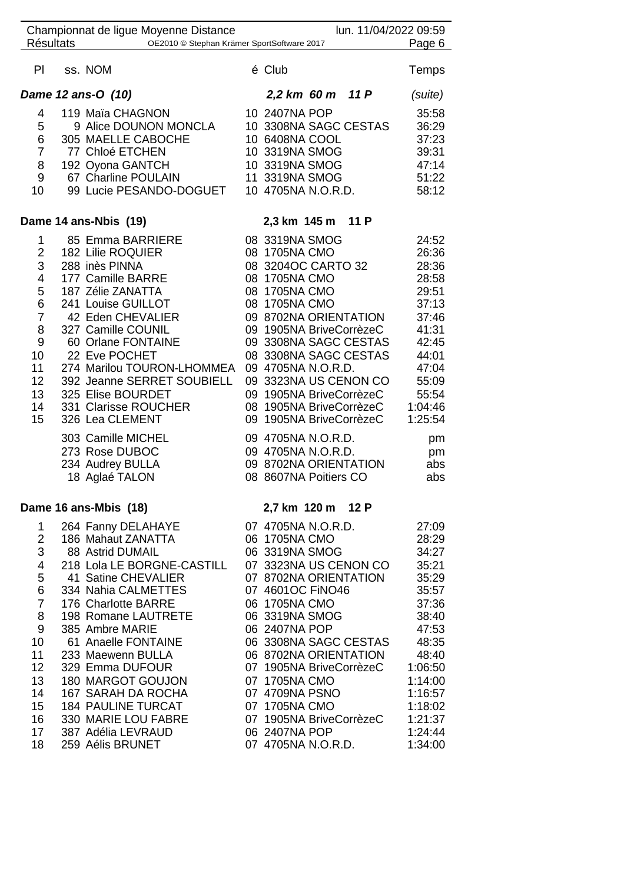| Pl | ss. | NOM | é | Club | Temps |
|---|---|---|---|---|---|
| **Dame 12 ans-O (10)** | | | | ***2,2 km 60 m 11 P*** | *(suite)* |
| 4 | 119 | Maïa CHAGNON | 10 | 2407NA POP | 35:58 |
| 5 | 9 | Alice DOUNON MONCLA | 10 | 3308NA SAGC CESTAS | 36:29 |
| 6 | 305 | MAELLE CABOCHE | 10 | 6408NA COOL | 37:23 |
| 7 | 77 | Chloé ETCHEN | 10 | 3319NA SMOG | 39:31 |
| 8 | 192 | Oyona GANTCH | 10 | 3319NA SMOG | 47:14 |
| 9 | 67 | Charline POULAIN | 11 | 3319NA SMOG | 51:22 |
| 10 | 99 | Lucie PESANDO-DOGUET | 10 | 4705NA N.O.R.D. | 58:12 |
| **Dame 14 ans-Nbis (19)** | | | | **2,3 km 145 m 11 P** | |
| 1 | 85 | Emma BARRIERE | 08 | 3319NA SMOG | 24:52 |
| 2 | 182 | Lilie ROQUIER | 08 | 1705NA CMO | 26:36 |
| 3 | 288 | inès PINNA | 08 | 3204OC CARTO 32 | 28:36 |
| 4 | 177 | Camille BARRE | 08 | 1705NA CMO | 28:58 |
| 5 | 187 | Zélie ZANATTA | 08 | 1705NA CMO | 29:51 |
| 6 | 241 | Louise GUILLOT | 08 | 1705NA CMO | 37:13 |
| 7 | 42 | Eden CHEVALIER | 09 | 8702NA ORIENTATION | 37:46 |
| 8 | 327 | Camille COUNIL | 09 | 1905NA BriveCorrèzeC | 41:31 |
| 9 | 60 | Orlane FONTAINE | 09 | 3308NA SAGC CESTAS | 42:45 |
| 10 | 22 | Eve POCHET | 08 | 3308NA SAGC CESTAS | 44:01 |
| 11 | 274 | Marilou TOURON-LHOMMEA | 09 | 4705NA N.O.R.D. | 47:04 |
| 12 | 392 | Jeanne SERRET SOUBIELL | 09 | 3323NA US CENON CO | 55:09 |
| 13 | 325 | Elise BOURDET | 09 | 1905NA BriveCorrèzeC | 55:54 |
| 14 | 331 | Clarisse ROUCHER | 08 | 1905NA BriveCorrèzeC | 1:04:46 |
| 15 | 326 | Lea CLEMENT | 09 | 1905NA BriveCorrèzeC | 1:25:54 |
| | 303 | Camille MICHEL | 09 | 4705NA N.O.R.D. | pm |
| | 273 | Rose DUBOC | 09 | 4705NA N.O.R.D. | pm |
| | 234 | Audrey BULLA | 09 | 8702NA ORIENTATION | abs |
| | 18 | Aglaé TALON | 08 | 8607NA Poitiers CO | abs |
| **Dame 16 ans-Mbis (18)** | | | | **2,7 km 120 m 12 P** | |
| 1 | 264 | Fanny DELAHAYE | 07 | 4705NA N.O.R.D. | 27:09 |
| 2 | 186 | Mahaut ZANATTA | 06 | 1705NA CMO | 28:29 |
| 3 | 88 | Astrid DUMAIL | 06 | 3319NA SMOG | 34:27 |
| 4 | 218 | Lola LE BORGNE-CASTILL | 07 | 3323NA US CENON CO | 35:21 |
| 5 | 41 | Satine CHEVALIER | 07 | 8702NA ORIENTATION | 35:29 |
| 6 | 334 | Nahia CALMETTES | 07 | 4601OC FiNO46 | 35:57 |
| 7 | 176 | Charlotte BARRE | 06 | 1705NA CMO | 37:36 |
| 8 | 198 | Romane LAUTRETE | 06 | 3319NA SMOG | 38:40 |
| 9 | 385 | Ambre MARIE | 06 | 2407NA POP | 47:53 |
| 10 | 61 | Anaelle FONTAINE | 06 | 3308NA SAGC CESTAS | 48:35 |
| 11 | 233 | Maewenn BULLA | 06 | 8702NA ORIENTATION | 48:40 |
| 12 | 329 | Emma DUFOUR | 07 | 1905NA BriveCorrèzeC | 1:06:50 |
| 13 | 180 | MARGOT GOUJON | 07 | 1705NA CMO | 1:14:00 |
| 14 | 167 | SARAH DA ROCHA | 07 | 4709NA PSNO | 1:16:57 |
| 15 | 184 | PAULINE TURCAT | 07 | 1705NA CMO | 1:18:02 |
| 16 | 330 | MARIE LOU FABRE | 07 | 1905NA BriveCorrèzeC | 1:21:37 |
| 17 | 387 | Adélia LEVRAUD | 06 | 2407NA POP | 1:24:44 |
| 18 | 259 | Aélis BRUNET | 07 | 4705NA N.O.R.D. | 1:34:00 |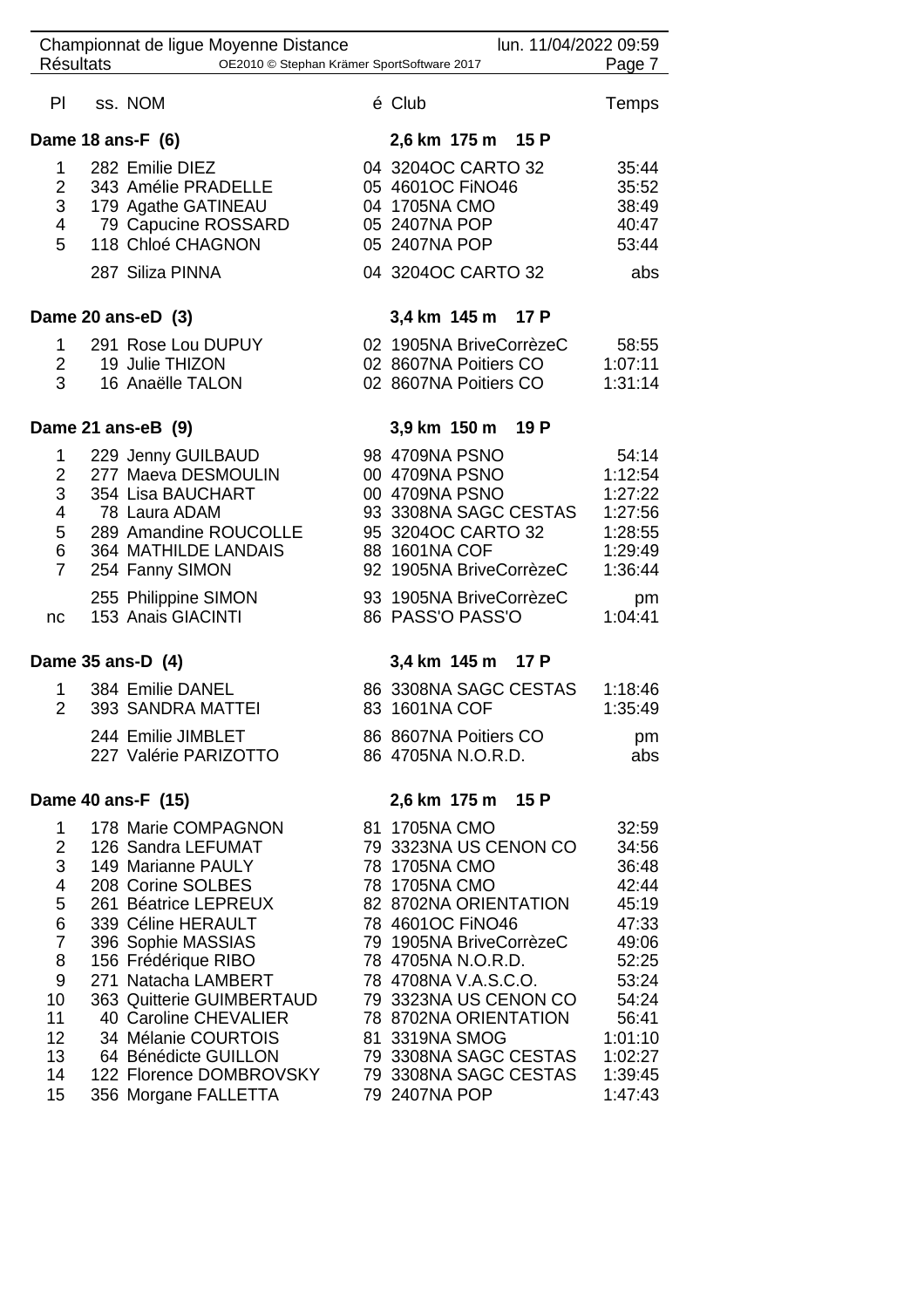Championnat de ligue Moyenne Distance — lun. 11/04/2022 09:59

Résultats — OE2010 © Stephan Krämer SportSoftware 2017

| Pl | ss. | NOM | é | Club | Temps |
|---|---|---|---|---|---|
| **Dame 18 ans-F (6)** | | | | **2,6 km 175 m 15 P** | |
| 1 | 282 | Emilie DIEZ | 04 | 3204OC CARTO 32 | 35:44 |
| 2 | 343 | Amélie PRADELLE | 05 | 4601OC FiNO46 | 35:52 |
| 3 | 179 | Agathe GATINEAU | 04 | 1705NA CMO | 38:49 |
| 4 | 79 | Capucine ROSSARD | 05 | 2407NA POP | 40:47 |
| 5 | 118 | Chloé CHAGNON | 05 | 2407NA POP | 53:44 |
| | 287 | Siliza PINNA | 04 | 3204OC CARTO 32 | abs |
| **Dame 20 ans-eD (3)** | | | | **3,4 km 145 m 17 P** | |
| 1 | 291 | Rose Lou DUPUY | 02 | 1905NA BriveCorrèzeC | 58:55 |
| 2 | 19 | Julie THIZON | 02 | 8607NA Poitiers CO | 1:07:11 |
| 3 | 16 | Anaëlle TALON | 02 | 8607NA Poitiers CO | 1:31:14 |
| **Dame 21 ans-eB (9)** | | | | **3,9 km 150 m 19 P** | |
| 1 | 229 | Jenny GUILBAUD | 98 | 4709NA PSNO | 54:14 |
| 2 | 277 | Maeva DESMOULIN | 00 | 4709NA PSNO | 1:12:54 |
| 3 | 354 | Lisa BAUCHART | 00 | 4709NA PSNO | 1:27:22 |
| 4 | 78 | Laura ADAM | 93 | 3308NA SAGC CESTAS | 1:27:56 |
| 5 | 289 | Amandine ROUCOLLE | 95 | 3204OC CARTO 32 | 1:28:55 |
| 6 | 364 | MATHILDE LANDAIS | 88 | 1601NA COF | 1:29:49 |
| 7 | 254 | Fanny SIMON | 92 | 1905NA BriveCorrèzeC | 1:36:44 |
| | 255 | Philippine SIMON | 93 | 1905NA BriveCorrèzeC | pm |
| nc | 153 | Anais GIACINTI | 86 | PASS'O PASS'O | 1:04:41 |
| **Dame 35 ans-D (4)** | | | | **3,4 km 145 m 17 P** | |
| 1 | 384 | Emilie DANEL | 86 | 3308NA SAGC CESTAS | 1:18:46 |
| 2 | 393 | SANDRA MATTEI | 83 | 1601NA COF | 1:35:49 |
| | 244 | Emilie JIMBLET | 86 | 8607NA Poitiers CO | pm |
| | 227 | Valérie PARIZOTTO | 86 | 4705NA N.O.R.D. | abs |
| **Dame 40 ans-F (15)** | | | | **2,6 km 175 m 15 P** | |
| 1 | 178 | Marie COMPAGNON | 81 | 1705NA CMO | 32:59 |
| 2 | 126 | Sandra LEFUMAT | 79 | 3323NA US CENON CO | 34:56 |
| 3 | 149 | Marianne PAULY | 78 | 1705NA CMO | 36:48 |
| 4 | 208 | Corine SOLBES | 78 | 1705NA CMO | 42:44 |
| 5 | 261 | Béatrice LEPREUX | 82 | 8702NA ORIENTATION | 45:19 |
| 6 | 339 | Céline HERAULT | 78 | 4601OC FiNO46 | 47:33 |
| 7 | 396 | Sophie MASSIAS | 79 | 1905NA BriveCorrèzeC | 49:06 |
| 8 | 156 | Frédérique RIBO | 78 | 4705NA N.O.R.D. | 52:25 |
| 9 | 271 | Natacha LAMBERT | 78 | 4708NA V.A.S.C.O. | 53:24 |
| 10 | 363 | Quitterie GUIMBERTAUD | 79 | 3323NA US CENON CO | 54:24 |
| 11 | 40 | Caroline CHEVALIER | 78 | 8702NA ORIENTATION | 56:41 |
| 12 | 34 | Mélanie COURTOIS | 81 | 3319NA SMOG | 1:01:10 |
| 13 | 64 | Bénédicte GUILLON | 79 | 3308NA SAGC CESTAS | 1:02:27 |
| 14 | 122 | Florence DOMBROVSKY | 79 | 3308NA SAGC CESTAS | 1:39:45 |
| 15 | 356 | Morgane FALLETTA | 79 | 2407NA POP | 1:47:43 |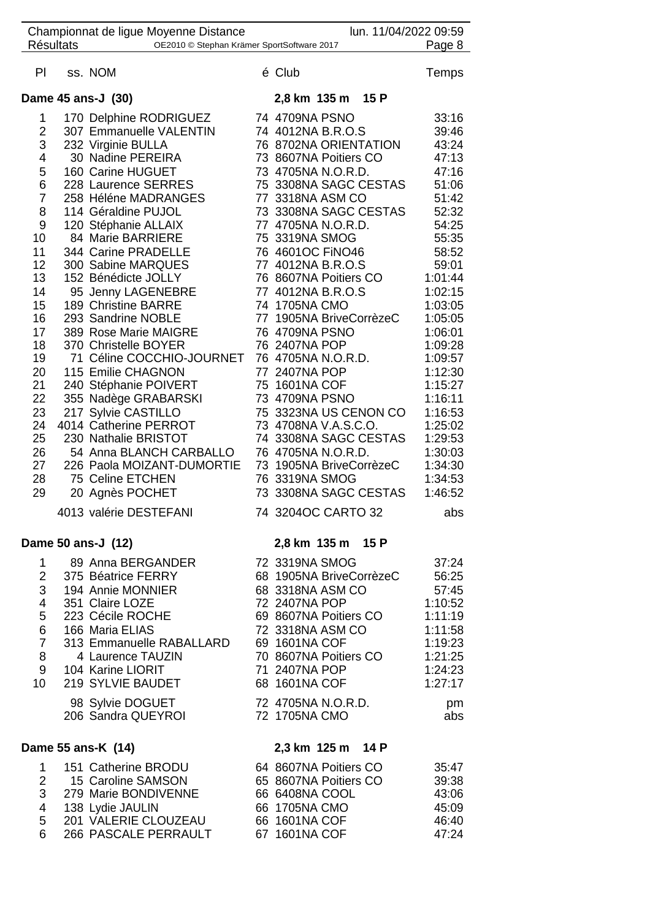Championnat de ligue Moyenne Distance — Résultats — lun. 11/04/2022 09:59

| Pl | ss. | NOM | é | Club | Temps |
|---|---|---|---|---|---|

### Dame 45 ans-J (30) — 2,8 km 135 m 15 P

| Pl | ss. | NOM | é | Club | Temps |
|---|---|---|---|---|---|
| 1 | 170 | Delphine RODRIGUEZ | 74 | 4709NA PSNO | 33:16 |
| 2 | 307 | Emmanuelle VALENTIN | 74 | 4012NA B.R.O.S | 39:46 |
| 3 | 232 | Virginie BULLA | 76 | 8702NA ORIENTATION | 43:24 |
| 4 | 30 | Nadine PEREIRA | 73 | 8607NA Poitiers CO | 47:13 |
| 5 | 160 | Carine HUGUET | 73 | 4705NA N.O.R.D. | 47:16 |
| 6 | 228 | Laurence SERRES | 75 | 3308NA SAGC CESTAS | 51:06 |
| 7 | 258 | Héléne MADRANGES | 77 | 3318NA ASM CO | 51:42 |
| 8 | 114 | Géraldine PUJOL | 73 | 3308NA SAGC CESTAS | 52:32 |
| 9 | 120 | Stéphanie ALLAIX | 77 | 4705NA N.O.R.D. | 54:25 |
| 10 | 84 | Marie BARRIERE | 75 | 3319NA SMOG | 55:35 |
| 11 | 344 | Carine PRADELLE | 76 | 4601OC FiNO46 | 58:52 |
| 12 | 300 | Sabine MARQUES | 77 | 4012NA B.R.O.S | 59:01 |
| 13 | 152 | Bénédicte JOLLY | 76 | 8607NA Poitiers CO | 1:01:44 |
| 14 | 95 | Jenny LAGENEBRE | 77 | 4012NA B.R.O.S | 1:02:15 |
| 15 | 189 | Christine BARRE | 74 | 1705NA CMO | 1:03:05 |
| 16 | 293 | Sandrine NOBLE | 77 | 1905NA BriveCorrèzeC | 1:05:05 |
| 17 | 389 | Rose Marie MAIGRE | 76 | 4709NA PSNO | 1:06:01 |
| 18 | 370 | Christelle BOYER | 76 | 2407NA POP | 1:09:28 |
| 19 | 71 | Céline COCCHIO-JOURNET | 76 | 4705NA N.O.R.D. | 1:09:57 |
| 20 | 115 | Emilie CHAGNON | 77 | 2407NA POP | 1:12:30 |
| 21 | 240 | Stéphanie POIVERT | 75 | 1601NA COF | 1:15:27 |
| 22 | 355 | Nadège GRABARSKI | 73 | 4709NA PSNO | 1:16:11 |
| 23 | 217 | Sylvie CASTILLO | 75 | 3323NA US CENON CO | 1:16:53 |
| 24 | 4014 | Catherine PERROT | 73 | 4708NA V.A.S.C.O. | 1:25:02 |
| 25 | 230 | Nathalie BRISTOT | 74 | 3308NA SAGC CESTAS | 1:29:53 |
| 26 | 54 | Anna BLANCH CARBALLO | 76 | 4705NA N.O.R.D. | 1:30:03 |
| 27 | 226 | Paola MOIZANT-DUMORTIE | 73 | 1905NA BriveCorrèzeC | 1:34:30 |
| 28 | 75 | Celine ETCHEN | 76 | 3319NA SMOG | 1:34:53 |
| 29 | 20 | Agnès POCHET | 73 | 3308NA SAGC CESTAS | 1:46:52 |
| | 4013 | valérie DESTEFANI | 74 | 3204OC CARTO 32 | abs |

### Dame 50 ans-J (12) — 2,8 km 135 m 15 P

| Pl | ss. | NOM | é | Club | Temps |
|---|---|---|---|---|---|
| 1 | 89 | Anna BERGANDER | 72 | 3319NA SMOG | 37:24 |
| 2 | 375 | Béatrice FERRY | 68 | 1905NA BriveCorrèzeC | 56:25 |
| 3 | 194 | Annie MONNIER | 68 | 3318NA ASM CO | 57:45 |
| 4 | 351 | Claire LOZE | 72 | 2407NA POP | 1:10:52 |
| 5 | 223 | Cécile ROCHE | 69 | 8607NA Poitiers CO | 1:11:19 |
| 6 | 166 | Maria ELIAS | 72 | 3318NA ASM CO | 1:11:58 |
| 7 | 313 | Emmanuelle RABALLARD | 69 | 1601NA COF | 1:19:23 |
| 8 | 4 | Laurence TAUZIN | 70 | 8607NA Poitiers CO | 1:21:25 |
| 9 | 104 | Karine LIORIT | 71 | 2407NA POP | 1:24:23 |
| 10 | 219 | SYLVIE BAUDET | 68 | 1601NA COF | 1:27:17 |
| | 98 | Sylvie DOGUET | 72 | 4705NA N.O.R.D. | pm |
| | 206 | Sandra QUEYROI | 72 | 1705NA CMO | abs |

### Dame 55 ans-K (14) — 2,3 km 125 m 14 P

| Pl | ss. | NOM | é | Club | Temps |
|---|---|---|---|---|---|
| 1 | 151 | Catherine BRODU | 64 | 8607NA Poitiers CO | 35:47 |
| 2 | 15 | Caroline SAMSON | 65 | 8607NA Poitiers CO | 39:38 |
| 3 | 279 | Marie BONDIVENNE | 66 | 6408NA COOL | 43:06 |
| 4 | 138 | Lydie JAULIN | 66 | 1705NA CMO | 45:09 |
| 5 | 201 | VALERIE CLOUZEAU | 66 | 1601NA COF | 46:40 |
| 6 | 266 | PASCALE PERRAULT | 67 | 1601NA COF | 47:24 |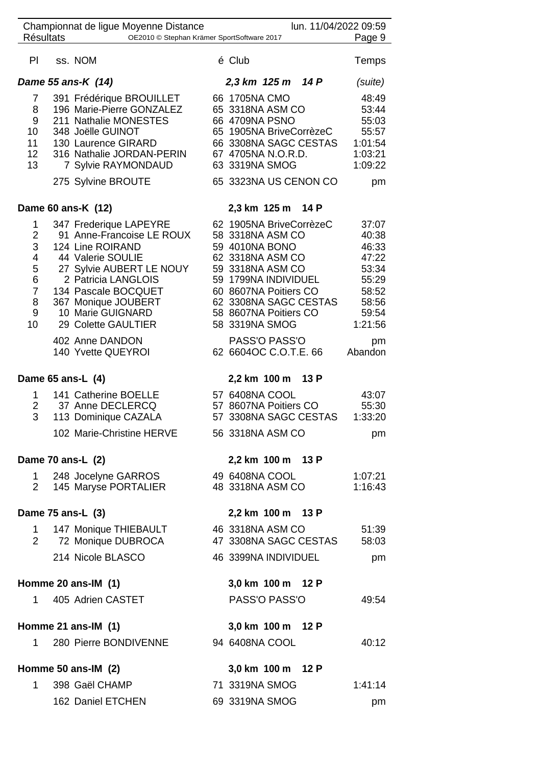| Pl | ss. | NOM | é | Club | Temps |
|---|---|---|---|---|---|
| ***Dame 55 ans-K (14)*** | | | | ***2,3 km 125 m 14 P*** | *(suite)* |
| 7 | 391 | Frédérique BROUILLET | 66 | 1705NA CMO | 48:49 |
| 8 | 196 | Marie-Pierre GONZALEZ | 65 | 3318NA ASM CO | 53:44 |
| 9 | 211 | Nathalie MONESTES | 66 | 4709NA PSNO | 55:03 |
| 10 | 348 | Joëlle GUINOT | 65 | 1905NA BriveCorrèzeC | 55:57 |
| 11 | 130 | Laurence GIRARD | 66 | 3308NA SAGC CESTAS | 1:01:54 |
| 12 | 316 | Nathalie JORDAN-PERIN | 67 | 4705NA N.O.R.D. | 1:03:21 |
| 13 | 7 | Sylvie RAYMONDAUD | 63 | 3319NA SMOG | 1:09:22 |
| | 275 | Sylvine BROUTE | 65 | 3323NA US CENON CO | pm |
| **Dame 60 ans-K (12)** | | | | **2,3 km 125 m 14 P** | |
| 1 | 347 | Frederique LAPEYRE | 62 | 1905NA BriveCorrèzeC | 37:07 |
| 2 | 91 | Anne-Francoise LE ROUX | 58 | 3318NA ASM CO | 40:38 |
| 3 | 124 | Line ROIRAND | 59 | 4010NA BONO | 46:33 |
| 4 | 44 | Valerie SOULIE | 62 | 3318NA ASM CO | 47:22 |
| 5 | 27 | Sylvie AUBERT LE NOUY | 59 | 3318NA ASM CO | 53:34 |
| 6 | 2 | Patricia LANGLOIS | 59 | 1799NA INDIVIDUEL | 55:29 |
| 7 | 134 | Pascale BOCQUET | 60 | 8607NA Poitiers CO | 58:52 |
| 8 | 367 | Monique JOUBERT | 62 | 3308NA SAGC CESTAS | 58:56 |
| 9 | 10 | Marie GUIGNARD | 58 | 8607NA Poitiers CO | 59:54 |
| 10 | 29 | Colette GAULTIER | 58 | 3319NA SMOG | 1:21:56 |
| | 402 | Anne DANDON | | PASS'O PASS'O | pm |
| | 140 | Yvette QUEYROI | 62 | 6604OC C.O.T.E. 66 | Abandon |
| **Dame 65 ans-L (4)** | | | | **2,2 km 100 m 13 P** | |
| 1 | 141 | Catherine BOELLE | 57 | 6408NA COOL | 43:07 |
| 2 | 37 | Anne DECLERCQ | 57 | 8607NA Poitiers CO | 55:30 |
| 3 | 113 | Dominique CAZALA | 57 | 3308NA SAGC CESTAS | 1:33:20 |
| | 102 | Marie-Christine HERVE | 56 | 3318NA ASM CO | pm |
| **Dame 70 ans-L (2)** | | | | **2,2 km 100 m 13 P** | |
| 1 | 248 | Jocelyne GARROS | 49 | 6408NA COOL | 1:07:21 |
| 2 | 145 | Maryse PORTALIER | 48 | 3318NA ASM CO | 1:16:43 |
| **Dame 75 ans-L (3)** | | | | **2,2 km 100 m 13 P** | |
| 1 | 147 | Monique THIEBAULT | 46 | 3318NA ASM CO | 51:39 |
| 2 | 72 | Monique DUBROCA | 47 | 3308NA SAGC CESTAS | 58:03 |
| | 214 | Nicole BLASCO | 46 | 3399NA INDIVIDUEL | pm |
| **Homme 20 ans-IM (1)** | | | | **3,0 km 100 m 12 P** | |
| 1 | 405 | Adrien CASTET | | PASS'O PASS'O | 49:54 |
| **Homme 21 ans-IM (1)** | | | | **3,0 km 100 m 12 P** | |
| 1 | 280 | Pierre BONDIVENNE | 94 | 6408NA COOL | 40:12 |
| **Homme 50 ans-IM (2)** | | | | **3,0 km 100 m 12 P** | |
| 1 | 398 | Gaël CHAMP | 71 | 3319NA SMOG | 1:41:14 |
| | 162 | Daniel ETCHEN | 69 | 3319NA SMOG | pm |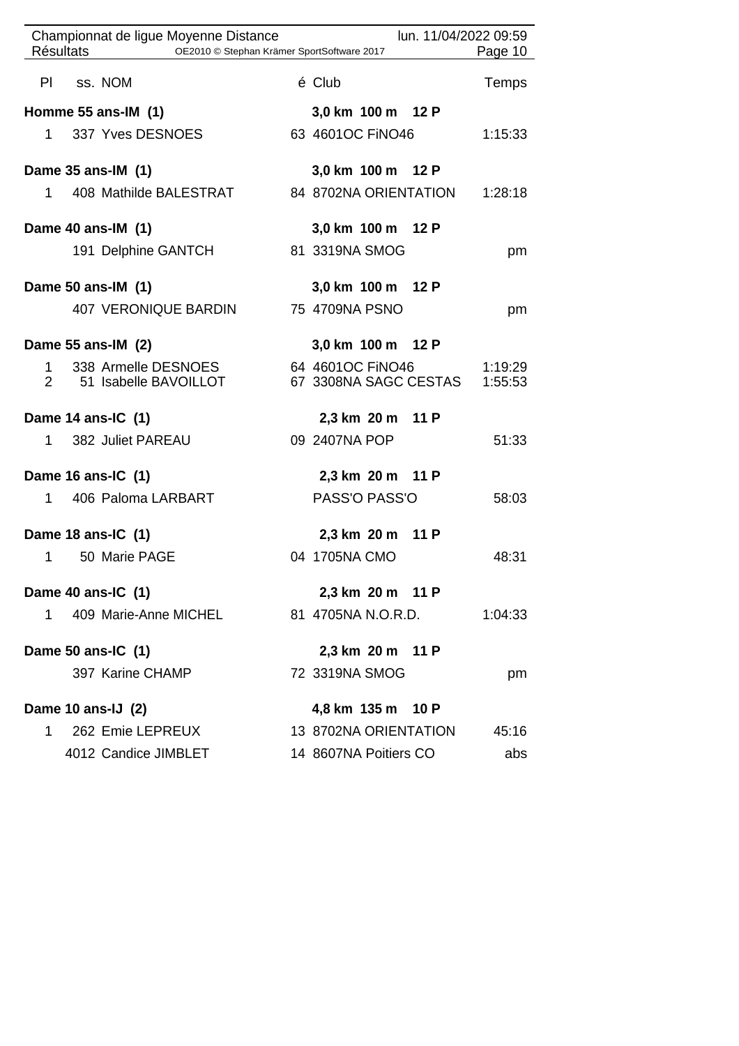| Pl | ss. | NOM | é | Club | Temps |
|---|---|---|---|---|---|
| **Homme 55 ans-IM (1)** | | | | **3,0 km 100 m 12 P** | |
| 1 | 337 | Yves DESNOES | 63 | 4601OC FiNO46 | 1:15:33 |
| **Dame 35 ans-IM (1)** | | | | **3,0 km 100 m 12 P** | |
| 1 | 408 | Mathilde BALESTRAT | 84 | 8702NA ORIENTATION | 1:28:18 |
| **Dame 40 ans-IM (1)** | | | | **3,0 km 100 m 12 P** | |
| | 191 | Delphine GANTCH | 81 | 3319NA SMOG | pm |
| **Dame 50 ans-IM (1)** | | | | **3,0 km 100 m 12 P** | |
| | 407 | VERONIQUE BARDIN | 75 | 4709NA PSNO | pm |
| **Dame 55 ans-IM (2)** | | | | **3,0 km 100 m 12 P** | |
| 1 | 338 | Armelle DESNOES | 64 | 4601OC FiNO46 | 1:19:29 |
| 2 | 51 | Isabelle BAVOILLOT | 67 | 3308NA SAGC CESTAS | 1:55:53 |
| **Dame 14 ans-IC (1)** | | | | **2,3 km 20 m 11 P** | |
| 1 | 382 | Juliet PAREAU | 09 | 2407NA POP | 51:33 |
| **Dame 16 ans-IC (1)** | | | | **2,3 km 20 m 11 P** | |
| 1 | 406 | Paloma LARBART | | PASS'O PASS'O | 58:03 |
| **Dame 18 ans-IC (1)** | | | | **2,3 km 20 m 11 P** | |
| 1 | 50 | Marie PAGE | 04 | 1705NA CMO | 48:31 |
| **Dame 40 ans-IC (1)** | | | | **2,3 km 20 m 11 P** | |
| 1 | 409 | Marie-Anne MICHEL | 81 | 4705NA N.O.R.D. | 1:04:33 |
| **Dame 50 ans-IC (1)** | | | | **2,3 km 20 m 11 P** | |
| | 397 | Karine CHAMP | 72 | 3319NA SMOG | pm |
| **Dame 10 ans-IJ (2)** | | | | **4,8 km 135 m 10 P** | |
| 1 | 262 | Emie LEPREUX | 13 | 8702NA ORIENTATION | 45:16 |
| | 4012 | Candice JIMBLET | 14 | 8607NA Poitiers CO | abs |